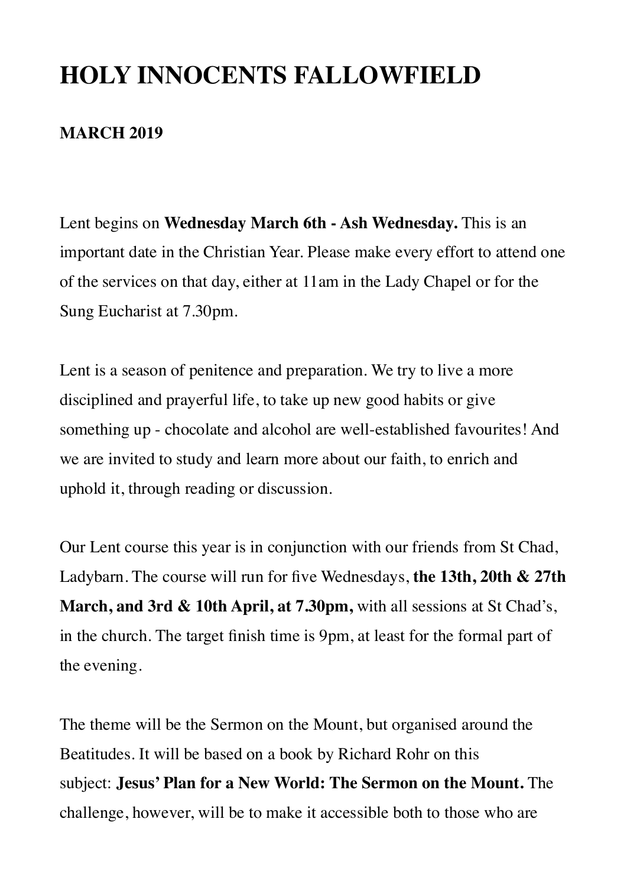# HOLY INNOCENTS FALLOWFIELD

**MARCH 2019**

Lent begins on **Wednesday March 6th - Ash Wednesday.** This is an important date in the Christian Year. Please make every effort to attend one of the services on that day, either at 11am in the Lady Chapel or for the Sung Eucharist at 7.30pm.

Lent is a season of penitence and preparation. We try to live a more disciplined and prayerful life, to take up new good habits or give something up - chocolate and alcohol are well-established favourites! And we are invited to study and learn more about our faith, to enrich and uphold it, through reading or discussion.

Our Lent course this year is in conjunction with our friends from St Chad, Ladybarn. The course will run for five Wednesdays, **the 13th, 20th & 27th March, and 3rd & 10th April, at 7.30pm,** with all sessions at St Chad's, in the church. The target finish time is 9pm, at least for the formal part of the evening.

The theme will be the Sermon on the Mount, but organised around the Beatitudes. It will be based on a book by Richard Rohr on this subject: **Jesus' Plan for a New World: The Sermon on the Mount.** The challenge, however, will be to make it accessible both to those who are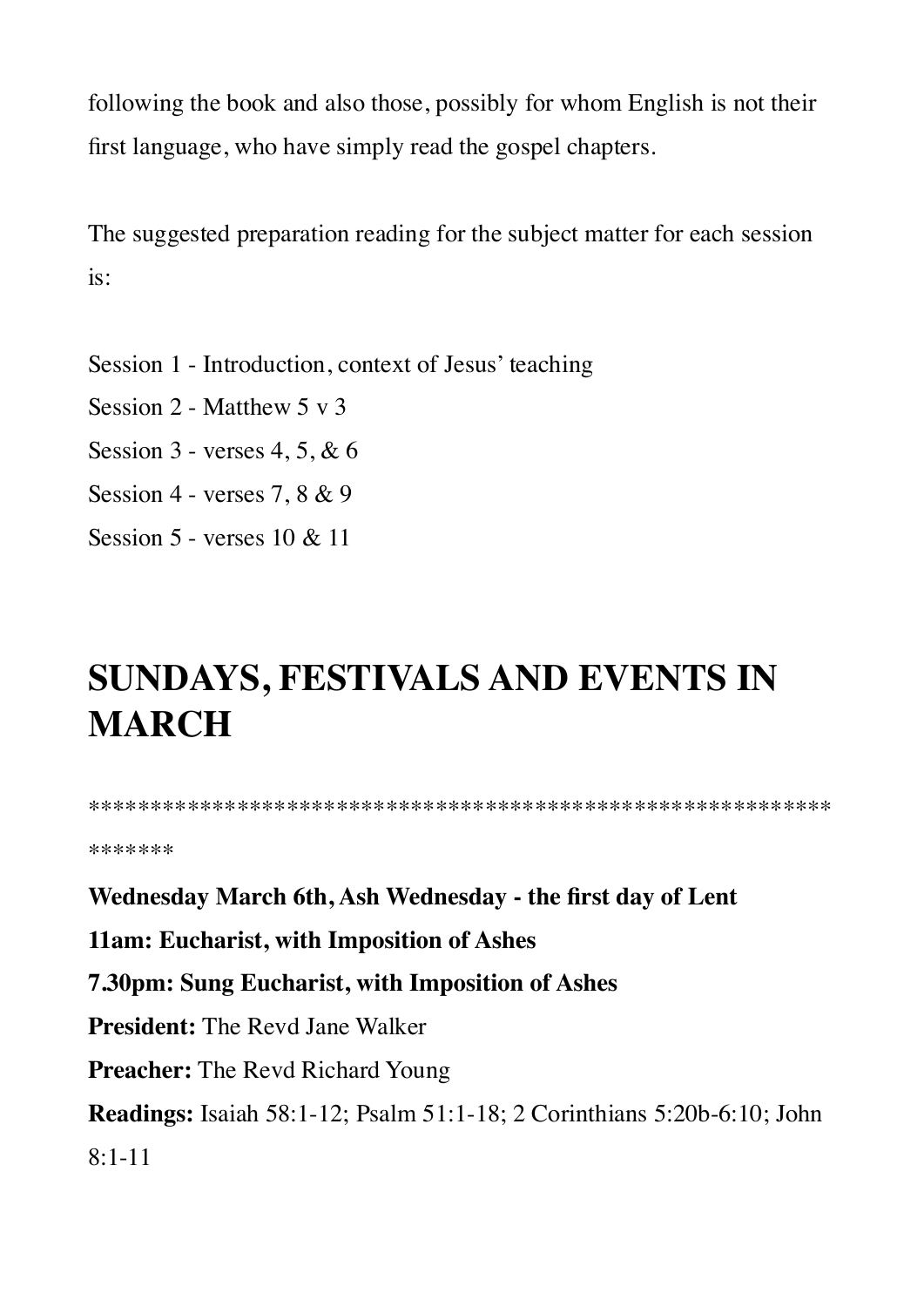following the book and also those, possibly for whom English is not their first language, who have simply read the gospel chapters.

The suggested preparation reading for the subject matter for each session is:

Session 1 - Introduction, context of Jesus' teaching
Session 2 - Matthew 5 v 3
Session 3 - verses 4, 5, & 6
Session 4 - verses 7, 8 & 9
Session 5 - verses 10 & 11

# SUNDAYS, FESTIVALS AND EVENTS IN MARCH

*****************************************************************

**Wednesday March 6th, Ash Wednesday - the first day of Lent**
**11am: Eucharist, with Imposition of Ashes**
**7.30pm: Sung Eucharist, with Imposition of Ashes**
**President:** The Revd Jane Walker
**Preacher:** The Revd Richard Young
**Readings:** Isaiah 58:1-12; Psalm 51:1-18; 2 Corinthians 5:20b-6:10; John 8:1-11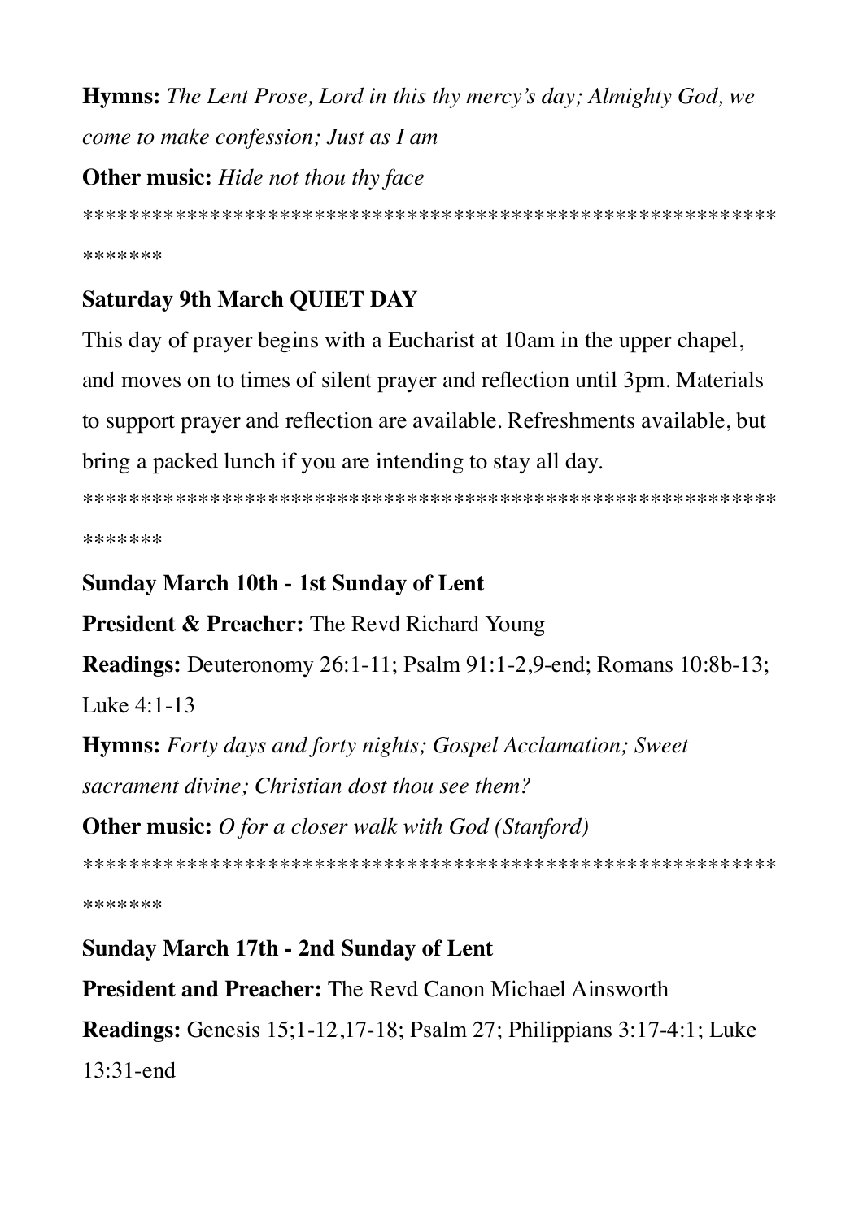**Hymns:** *The Lent Prose, Lord in this thy mercy's day; Almighty God, we come to make confession; Just as I am*

**Other music:** *Hide not thou thy face*

******************************************************************

**Saturday 9th March QUIET DAY**

This day of prayer begins with a Eucharist at 10am in the upper chapel, and moves on to times of silent prayer and reflection until 3pm. Materials to support prayer and reflection are available. Refreshments available, but bring a packed lunch if you are intending to stay all day.

******************************************************************

**Sunday March 10th - 1st Sunday of Lent**

**President & Preacher:** The Revd Richard Young

**Readings:** Deuteronomy 26:1-11; Psalm 91:1-2,9-end; Romans 10:8b-13; Luke 4:1-13

**Hymns:** *Forty days and forty nights; Gospel Acclamation; Sweet sacrament divine; Christian dost thou see them?*

**Other music:** *O for a closer walk with God (Stanford)*

******************************************************************

**Sunday March 17th - 2nd Sunday of Lent**

**President and Preacher:** The Revd Canon Michael Ainsworth

**Readings:** Genesis 15;1-12,17-18; Psalm 27; Philippians 3:17-4:1; Luke 13:31-end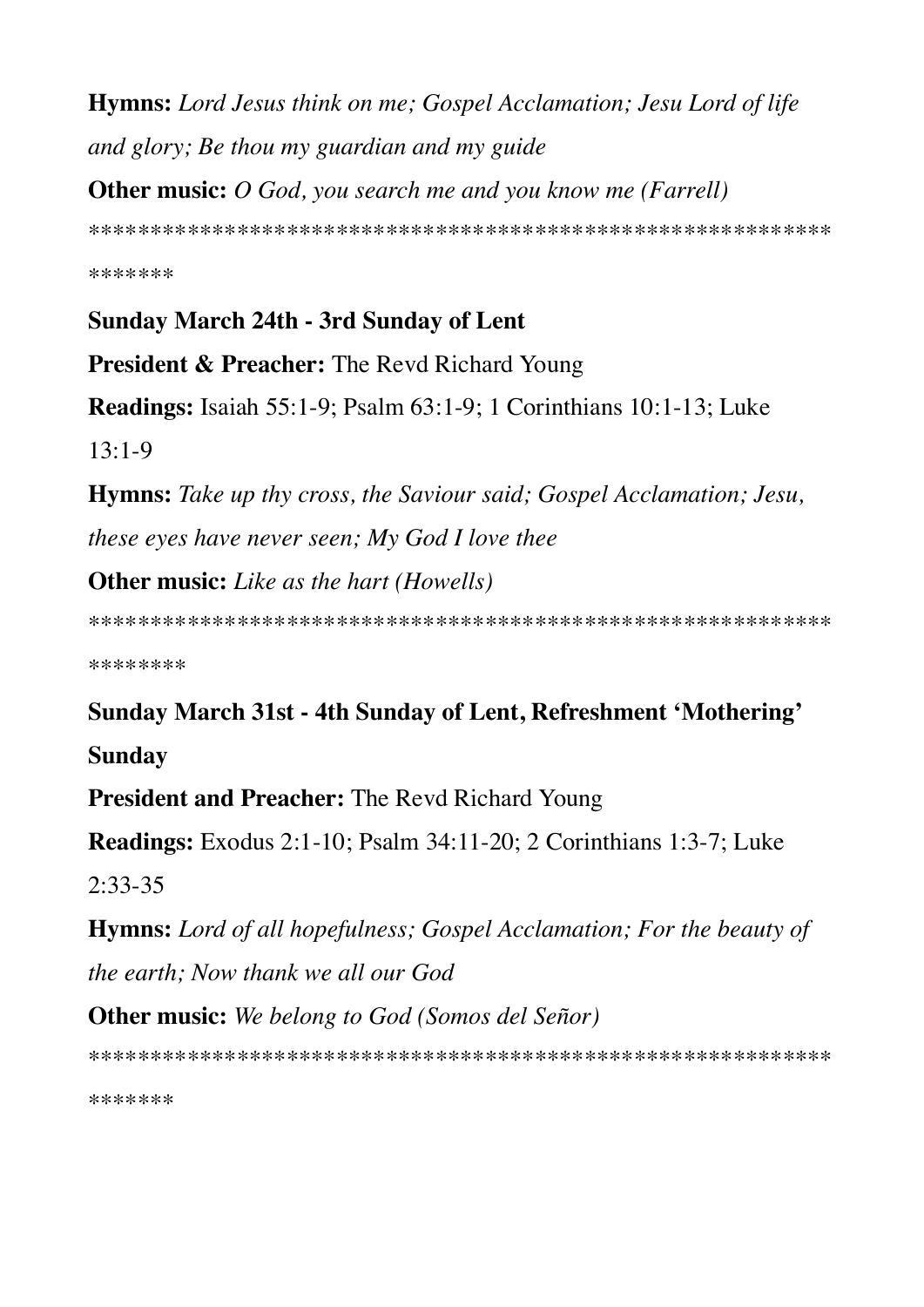**Hymns:** *Lord Jesus think on me; Gospel Acclamation; Jesu Lord of life and glory; Be thou my guardian and my guide*

**Other music:** *O God, you search me and you know me (Farrell)*

*******************************************************************

**Sunday March 24th - 3rd Sunday of Lent**

**President & Preacher:** The Revd Richard Young

**Readings:** Isaiah 55:1-9; Psalm 63:1-9; 1 Corinthians 10:1-13; Luke 13:1-9

**Hymns:** *Take up thy cross, the Saviour said; Gospel Acclamation; Jesu, these eyes have never seen; My God I love thee*

**Other music:** *Like as the hart (Howells)*

********************************************************************

**Sunday March 31st - 4th Sunday of Lent, Refreshment 'Mothering' Sunday**

**President and Preacher:** The Revd Richard Young

**Readings:** Exodus 2:1-10; Psalm 34:11-20; 2 Corinthians 1:3-7; Luke 2:33-35

**Hymns:** *Lord of all hopefulness; Gospel Acclamation; For the beauty of the earth; Now thank we all our God*

**Other music:** *We belong to God (Somos del Señor)*

*******************************************************************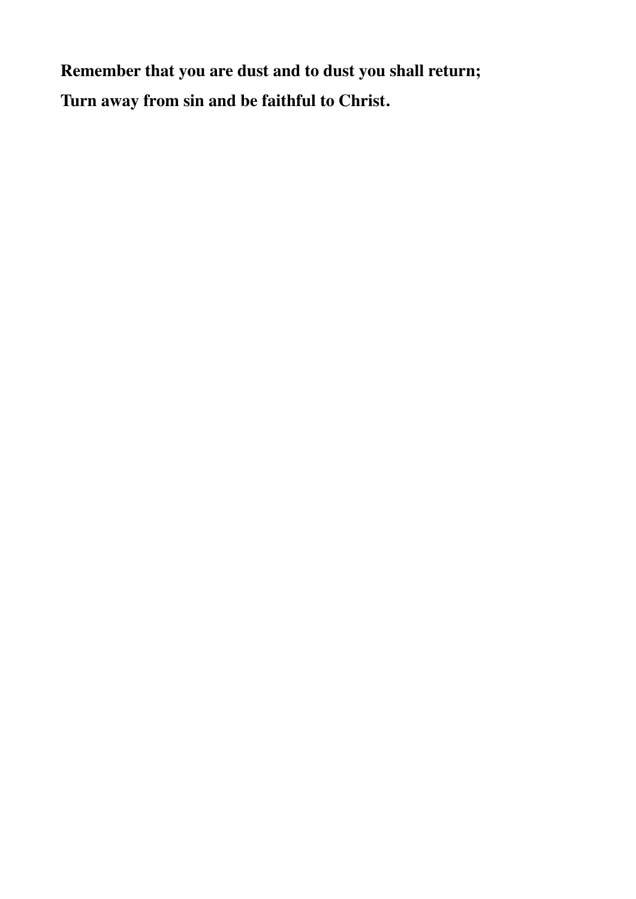**Remember that you are dust and to dust you shall return;**

**Turn away from sin and be faithful to Christ.**